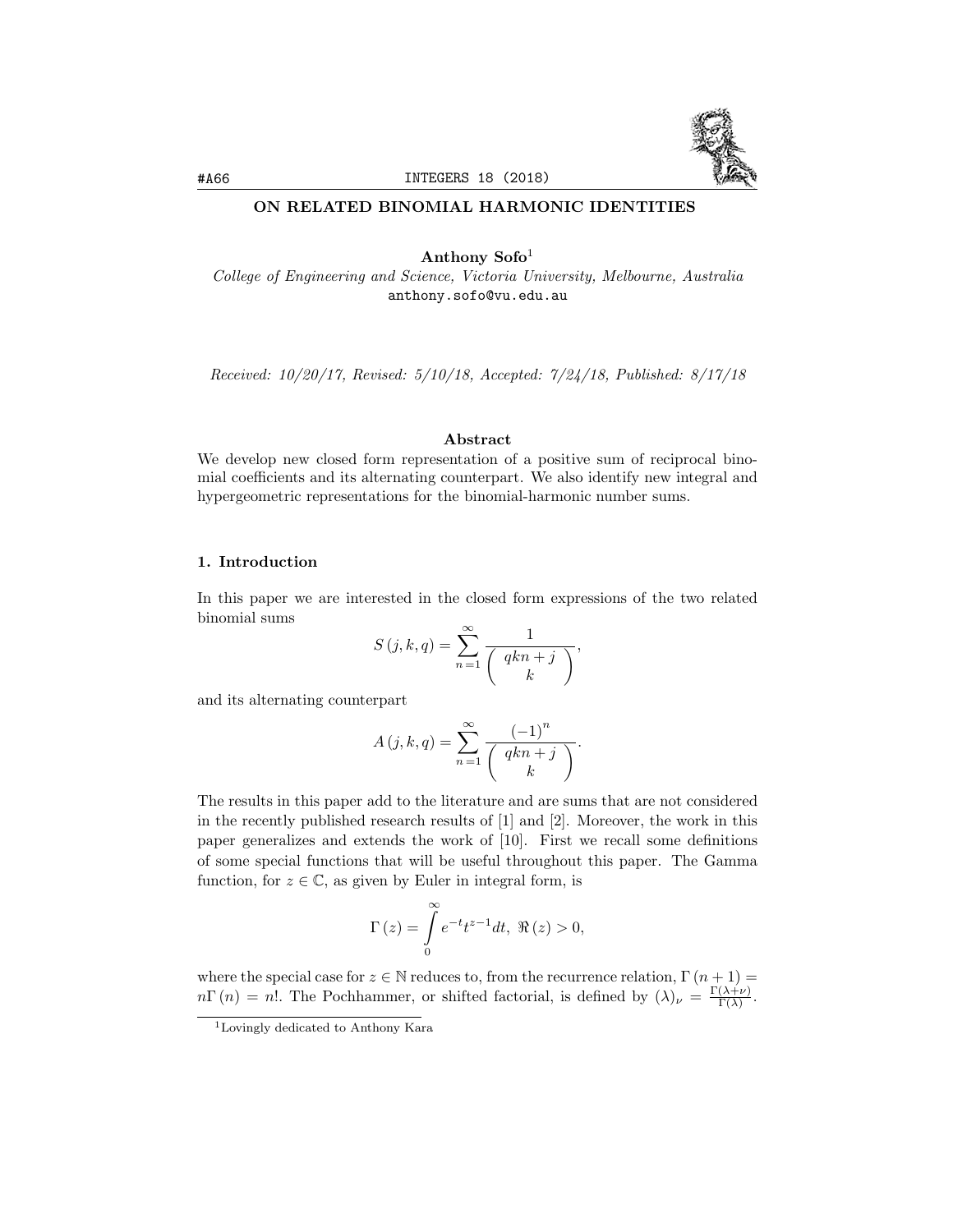# ON RELATED BINOMIAL HARMONIC IDENTITIES

**Anthony Sofo**[1]

*College of Engineering and Science, Victoria University, Melbourne, Australia*
anthony.sofo@vu.edu.au

*Received: 10/20/17, Revised: 5/10/18, Accepted: 7/24/18, Published: 8/17/18*

### Abstract

We develop new closed form representation of a positive sum of reciprocal binomial coefficients and its alternating counterpart. We also identify new integral and hypergeometric representations for the binomial-harmonic number sums.

## 1. Introduction

In this paper we are interested in the closed form expressions of the two related binomial sums

$$S(j,k,q) = \sum_{n=1}^{\infty} \frac{1}{\binom{qkn+j}{k}},$$

and its alternating counterpart

$$A(j,k,q) = \sum_{n=1}^{\infty} \frac{(-1)^n}{\binom{qkn+j}{k}}.$$

The results in this paper add to the literature and are sums that are not considered in the recently published research results of [1] and [2]. Moreover, the work in this paper generalizes and extends the work of [10]. First we recall some definitions of some special functions that will be useful throughout this paper. The Gamma function, for $z \in \mathbb{C}$, as given by Euler in integral form, is

$$\Gamma(z) = \int_0^{\infty} e^{-t} t^{z-1} dt, \ \Re(z) > 0,$$

where the special case for $z \in \mathbb{N}$ reduces to, from the recurrence relation, $\Gamma(n+1) = n\Gamma(n) = n!$. The Pochhammer, or shifted factorial, is defined by $(\lambda)_\nu = \frac{\Gamma(\lambda+\nu)}{\Gamma(\lambda)}$.

[1] Lovingly dedicated to Anthony Kara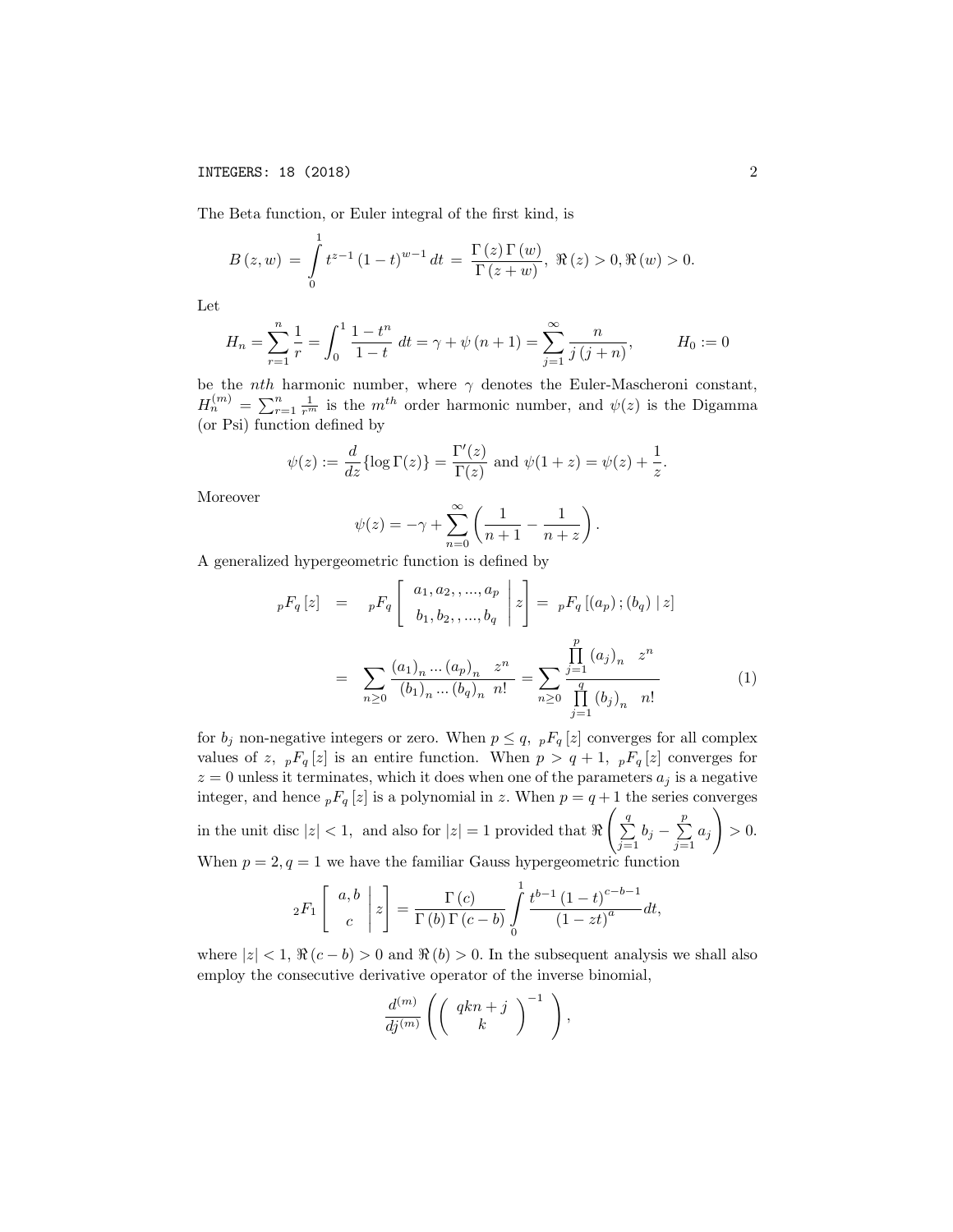The Beta function, or Euler integral of the first kind, is

$$B(z,w) = \int_0^1 t^{z-1}(1-t)^{w-1}\,dt = \frac{\Gamma(z)\Gamma(w)}{\Gamma(z+w)},\ \Re(z)>0, \Re(w)>0.$$

Let

$$H_n = \sum_{r=1}^{n}\frac{1}{r} = \int_0^1 \frac{1-t^n}{1-t}\,dt = \gamma + \psi(n+1) = \sum_{j=1}^{\infty}\frac{n}{j(j+n)}, \qquad H_0 := 0$$

be the $nth$ harmonic number, where $\gamma$ denotes the Euler-Mascheroni constant, $H_n^{(m)} = \sum_{r=1}^{n}\frac{1}{r^m}$ is the $m^{th}$ order harmonic number, and $\psi(z)$ is the Digamma (or Psi) function defined by

$$\psi(z) := \frac{d}{dz}\{\log\Gamma(z)\} = \frac{\Gamma'(z)}{\Gamma(z)} \text{ and } \psi(1+z) = \psi(z) + \frac{1}{z}.$$

Moreover

$$\psi(z) = -\gamma + \sum_{n=0}^{\infty}\left(\frac{1}{n+1} - \frac{1}{n+z}\right).$$

A generalized hypergeometric function is defined by

$$\begin{aligned} {}_pF_q[z] &= {}_pF_q\left[\left.\begin{array}{c} a_1, a_2, ,\ldots, a_p \\ b_1, b_2, ,\ldots, b_q \end{array}\right| z\right] = {}_pF_q\left[(a_p);(b_q)\mid z\right] \\ &= \sum_{n\geq 0}\frac{(a_1)_n \ldots (a_p)_n}{(b_1)_n \ldots (b_q)_n}\frac{z^n}{n!} = \sum_{n\geq 0}\frac{\prod_{j=1}^{p}(a_j)_n}{\prod_{j=1}^{q}(b_j)_n}\frac{z^n}{n!} \end{aligned} \tag{1}$$

for $b_j$ non-negative integers or zero. When $p \leq q$, ${}_pF_q[z]$ converges for all complex values of $z$, ${}_pF_q[z]$ is an entire function. When $p > q+1$, ${}_pF_q[z]$ converges for $z = 0$ unless it terminates, which it does when one of the parameters $a_j$ is a negative integer, and hence ${}_pF_q[z]$ is a polynomial in $z$. When $p = q+1$ the series converges in the unit disc $|z| < 1$, and also for $|z| = 1$ provided that $\Re\left(\sum_{j=1}^{q} b_j - \sum_{j=1}^{p} a_j\right) > 0$. When $p = 2, q = 1$ we have the familiar Gauss hypergeometric function

$${}_2F_1\left[\left.\begin{array}{c} a, b \\ c \end{array}\right| z\right] = \frac{\Gamma(c)}{\Gamma(b)\Gamma(c-b)}\int_0^1 \frac{t^{b-1}(1-t)^{c-b-1}}{(1-zt)^a}\,dt,$$

where $|z| < 1$, $\Re(c-b) > 0$ and $\Re(b) > 0$. In the subsequent analysis we shall also employ the consecutive derivative operator of the inverse binomial,

$$\frac{d^{(m)}}{dj^{(m)}}\left(\binom{qkn+j}{k}^{-1}\right),$$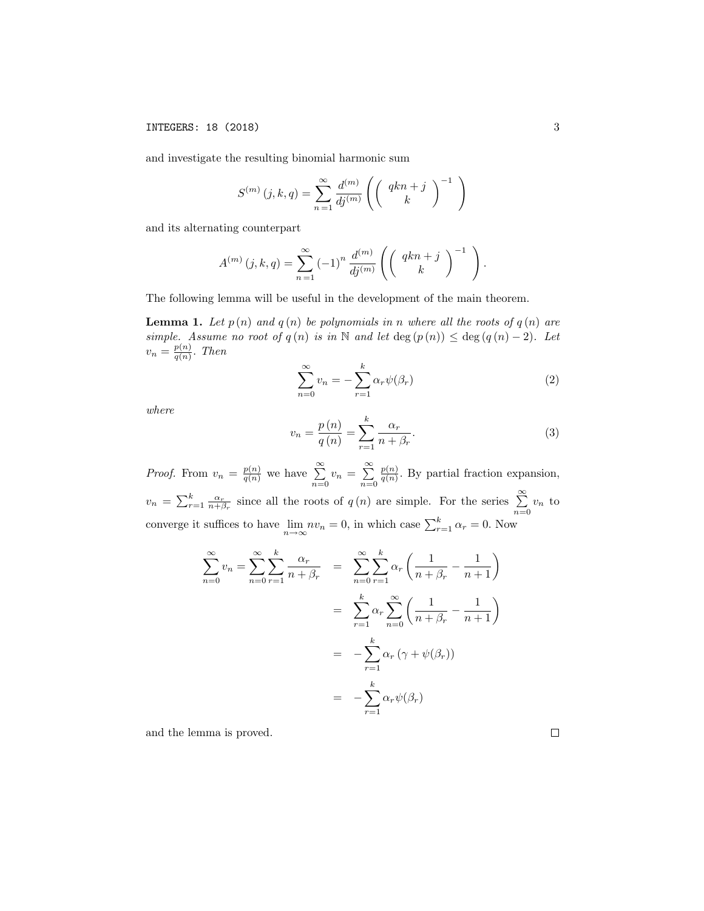and investigate the resulting binomial harmonic sum

$$S^{(m)}(j,k,q) = \sum_{n=1}^{\infty} \frac{d^{(m)}}{dj^{(m)}} \left( \binom{qkn+j}{k}^{-1} \right)$$

and its alternating counterpart

$$A^{(m)}(j,k,q) = \sum_{n=1}^{\infty} (-1)^n \frac{d^{(m)}}{dj^{(m)}} \left( \binom{qkn+j}{k}^{-1} \right).$$

The following lemma will be useful in the development of the main theorem.

**Lemma 1.** *Let $p(n)$ and $q(n)$ be polynomials in $n$ where all the roots of $q(n)$ are simple. Assume no root of $q(n)$ is in $\mathbb{N}$ and let $\deg(p(n)) \leq \deg(q(n) - 2)$. Let $v_n = \frac{p(n)}{q(n)}$. Then*

$$\sum_{n=0}^{\infty} v_n = -\sum_{r=1}^{k} \alpha_r \psi(\beta_r) \tag{2}$$

*where*

$$v_n = \frac{p(n)}{q(n)} = \sum_{r=1}^{k} \frac{\alpha_r}{n+\beta_r}. \tag{3}$$

*Proof.* From $v_n = \frac{p(n)}{q(n)}$ we have $\sum\limits_{n=0}^{\infty} v_n = \sum\limits_{n=0}^{\infty} \frac{p(n)}{q(n)}$. By partial fraction expansion, $v_n = \sum_{r=1}^{k} \frac{\alpha_r}{n+\beta_r}$ since all the roots of $q(n)$ are simple. For the series $\sum\limits_{n=0}^{\infty} v_n$ to converge it suffices to have $\lim\limits_{n\to\infty} n v_n = 0$, in which case $\sum_{r=1}^{k} \alpha_r = 0$. Now

$$\begin{aligned}
\sum_{n=0}^{\infty} v_n = \sum_{n=0}^{\infty}\sum_{r=1}^{k} \frac{\alpha_r}{n+\beta_r} &= \sum_{n=0}^{\infty}\sum_{r=1}^{k} \alpha_r \left( \frac{1}{n+\beta_r} - \frac{1}{n+1} \right) \\
&= \sum_{r=1}^{k} \alpha_r \sum_{n=0}^{\infty} \left( \frac{1}{n+\beta_r} - \frac{1}{n+1} \right) \\
&= -\sum_{r=1}^{k} \alpha_r \left( \gamma + \psi(\beta_r) \right) \\
&= -\sum_{r=1}^{k} \alpha_r \psi(\beta_r)
\end{aligned}$$

and the lemma is proved. $\square$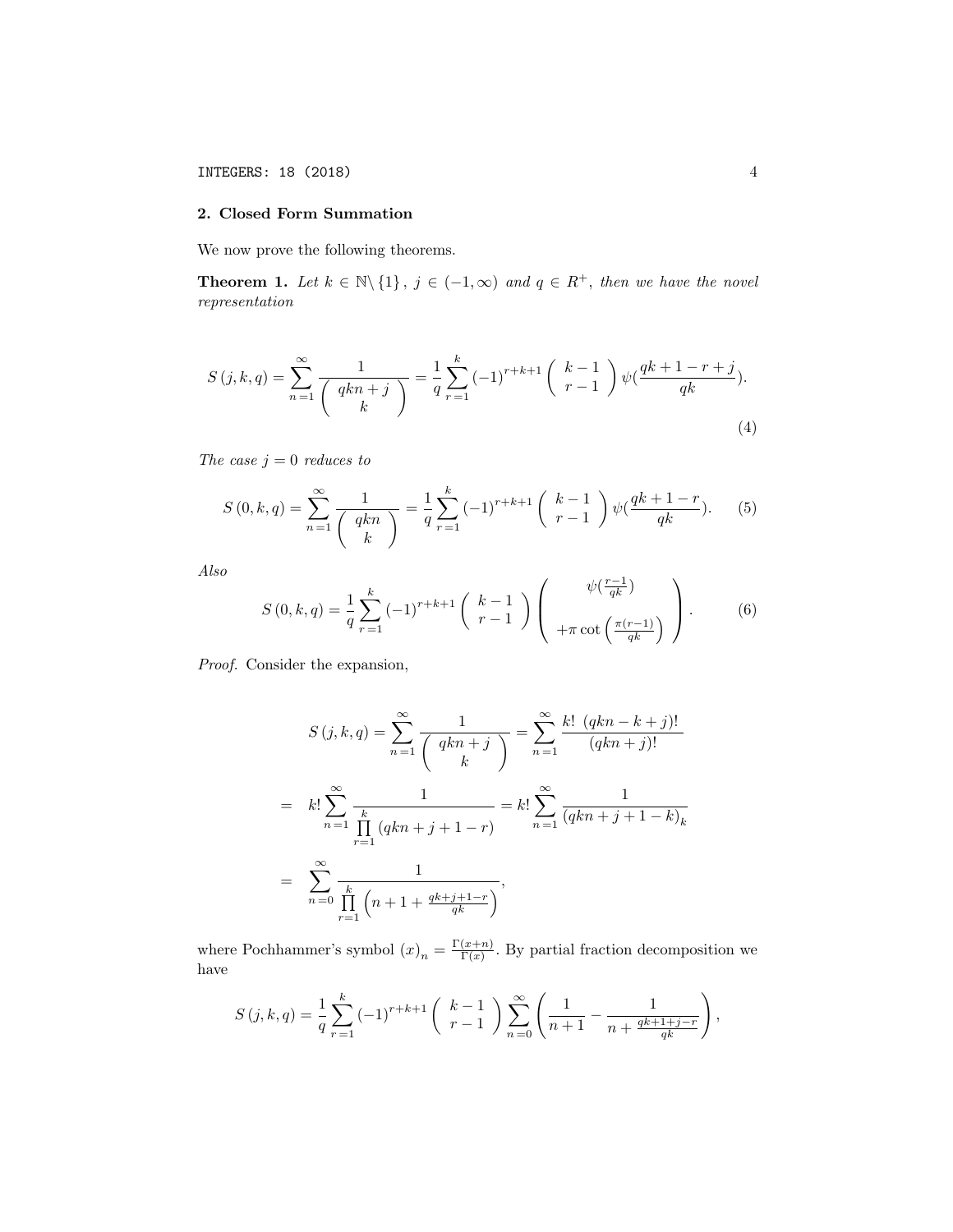## 2. Closed Form Summation

We now prove the following theorems.

**Theorem 1.** *Let $k \in \mathbb{N}\backslash\{1\}$, $j \in (-1,\infty)$ and $q \in R^{+}$, then we have the novel representation*

$$S(j,k,q) = \sum_{n=1}^{\infty} \frac{1}{\binom{qkn+j}{k}} = \frac{1}{q}\sum_{r=1}^{k} (-1)^{r+k+1} \binom{k-1}{r-1} \psi\left(\frac{qk+1-r+j}{qk}\right). \tag{4}$$

*The case $j=0$ reduces to*

$$S(0,k,q) = \sum_{n=1}^{\infty} \frac{1}{\binom{qkn}{k}} = \frac{1}{q}\sum_{r=1}^{k} (-1)^{r+k+1} \binom{k-1}{r-1} \psi\left(\frac{qk+1-r}{qk}\right). \tag{5}$$

*Also*

$$S(0,k,q) = \frac{1}{q}\sum_{r=1}^{k} (-1)^{r+k+1} \binom{k-1}{r-1} \left( \begin{array}{c} \psi\left(\frac{r-1}{qk}\right) \\ +\pi \cot\left(\frac{\pi(r-1)}{qk}\right) \end{array} \right). \tag{6}$$

*Proof.* Consider the expansion,

$$\begin{aligned}
S(j,k,q) &= \sum_{n=1}^{\infty} \frac{1}{\binom{qkn+j}{k}} = \sum_{n=1}^{\infty} \frac{k!\ (qkn-k+j)!}{(qkn+j)!} \\
&= k! \sum_{n=1}^{\infty} \frac{1}{\prod\limits_{r=1}^{k} (qkn+j+1-r)} = k! \sum_{n=1}^{\infty} \frac{1}{(qkn+j+1-k)_k} \\
&= \sum_{n=0}^{\infty} \frac{1}{\prod\limits_{r=1}^{k} \left(n+1+\frac{qk+j+1-r}{qk}\right)},
\end{aligned}$$

where Pochhammer's symbol $(x)_n = \frac{\Gamma(x+n)}{\Gamma(x)}$. By partial fraction decomposition we have

$$S(j,k,q) = \frac{1}{q}\sum_{r=1}^{k} (-1)^{r+k+1} \binom{k-1}{r-1} \sum_{n=0}^{\infty} \left( \frac{1}{n+1} - \frac{1}{n+\frac{qk+1+j-r}{qk}} \right),$$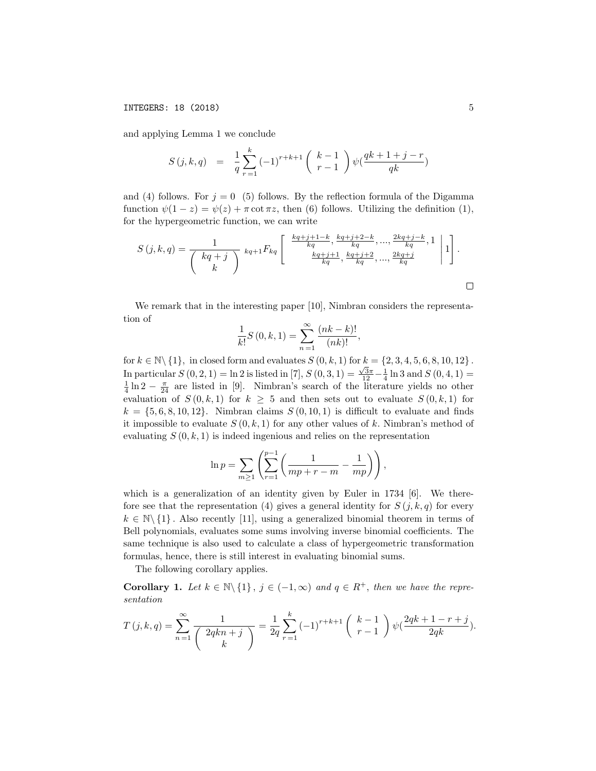and applying Lemma 1 we conclude

$$S(j,k,q) = \frac{1}{q}\sum_{r=1}^{k} (-1)^{r+k+1} \binom{k-1}{r-1} \psi\left(\frac{qk+1+j-r}{qk}\right)$$

and (4) follows. For $j=0$ (5) follows. By the reflection formula of the Digamma function $\psi(1-z) = \psi(z) + \pi \cot \pi z$, then (6) follows. Utilizing the definition (1), for the hypergeometric function, we can write

$$S(j,k,q) = \frac{1}{\binom{kq+j}{k}} \, {}_{kq+1}F_{kq}\left[ \begin{array}{c} \frac{kq+j+1-k}{kq}, \frac{kq+j+2-k}{kq}, ..., \frac{2kq+j-k}{kq}, 1 \\ \frac{kq+j+1}{kq}, \frac{kq+j+2}{kq}, ..., \frac{2kq+j}{kq} \end{array} \middle| 1 \right].$$

□

We remark that in the interesting paper [10], Nimbran considers the representation of

$$\frac{1}{k!} S(0,k,1) = \sum_{n=1}^{\infty} \frac{(nk-k)!}{(nk)!},$$

for $k \in \mathbb{N}\setminus\{1\}$, in closed form and evaluates $S(0,k,1)$ for $k = \{2,3,4,5,6,8,10,12\}$. In particular $S(0,2,1) = \ln 2$ is listed in [7], $S(0,3,1) = \frac{\sqrt{3}\pi}{12} - \frac{1}{4}\ln 3$ and $S(0,4,1) = \frac{1}{4}\ln 2 - \frac{\pi}{24}$ are listed in [9]. Nimbran's search of the literature yields no other evaluation of $S(0,k,1)$ for $k \geq 5$ and then sets out to evaluate $S(0,k,1)$ for $k = \{5,6,8,10,12\}$. Nimbran claims $S(0,10,1)$ is difficult to evaluate and finds it impossible to evaluate $S(0,k,1)$ for any other values of $k$. Nimbran's method of evaluating $S(0,k,1)$ is indeed ingenious and relies on the representation

$$\ln p = \sum_{m \geq 1} \left( \sum_{r=1}^{p-1} \left( \frac{1}{mp+r-m} - \frac{1}{mp} \right) \right),$$

which is a generalization of an identity given by Euler in 1734 [6]. We therefore see that the representation (4) gives a general identity for $S(j,k,q)$ for every $k \in \mathbb{N}\setminus\{1\}$. Also recently [11], using a generalized binomial theorem in terms of Bell polynomials, evaluates some sums involving inverse binomial coefficients. The same technique is also used to calculate a class of hypergeometric transformation formulas, hence, there is still interest in evaluating binomial sums.

The following corollary applies.

**Corollary 1.** *Let $k \in \mathbb{N}\setminus\{1\}$, $j \in (-1,\infty)$ and $q \in R^{+}$, then we have the representation*

$$T(j,k,q) = \sum_{n=1}^{\infty} \frac{1}{\binom{2qkn+j}{k}} = \frac{1}{2q}\sum_{r=1}^{k} (-1)^{r+k+1} \binom{k-1}{r-1} \psi\left(\frac{2qk+1-r+j}{2qk}\right).$$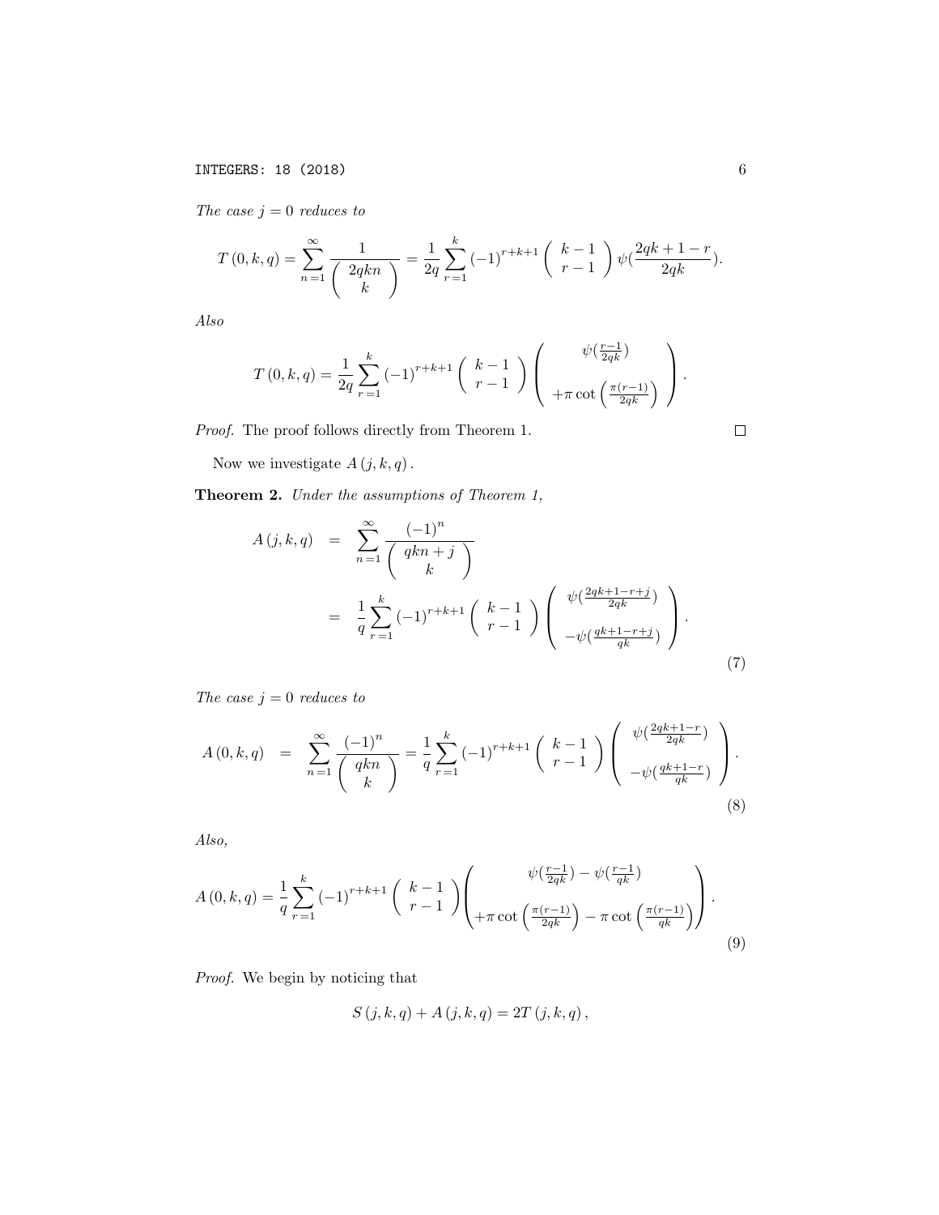*The case $j=0$ reduces to*

$$T(0,k,q)=\sum_{n=1}^{\infty}\frac{1}{\binom{2qkn}{k}}=\frac{1}{2q}\sum_{r=1}^{k}(-1)^{r+k+1}\binom{k-1}{r-1}\psi\left(\frac{2qk+1-r}{2qk}\right).$$

*Also*

$$T(0,k,q)=\frac{1}{2q}\sum_{r=1}^{k}(-1)^{r+k+1}\binom{k-1}{r-1}\begin{pmatrix}\psi\left(\frac{r-1}{2qk}\right)\\ \\ +\pi\cot\left(\frac{\pi(r-1)}{2qk}\right)\end{pmatrix}.$$

*Proof.* The proof follows directly from Theorem 1. $\square$

Now we investigate $A(j,k,q)$.

**Theorem 2.** *Under the assumptions of Theorem 1,*

$$\begin{aligned}A(j,k,q) &= \sum_{n=1}^{\infty}\frac{(-1)^n}{\binom{qkn+j}{k}}\\ &= \frac{1}{q}\sum_{r=1}^{k}(-1)^{r+k+1}\binom{k-1}{r-1}\begin{pmatrix}\psi\left(\frac{2qk+1-r+j}{2qk}\right)\\ \\ -\psi\left(\frac{qk+1-r+j}{qk}\right)\end{pmatrix}.\end{aligned}\tag{7}$$

*The case $j=0$ reduces to*

$$A(0,k,q) = \sum_{n=1}^{\infty}\frac{(-1)^n}{\binom{qkn}{k}}=\frac{1}{q}\sum_{r=1}^{k}(-1)^{r+k+1}\binom{k-1}{r-1}\begin{pmatrix}\psi\left(\frac{2qk+1-r}{2qk}\right)\\ \\ -\psi\left(\frac{qk+1-r}{qk}\right)\end{pmatrix}.\tag{8}$$

*Also,*

$$A(0,k,q)=\frac{1}{q}\sum_{r=1}^{k}(-1)^{r+k+1}\binom{k-1}{r-1}\begin{pmatrix}\psi\left(\frac{r-1}{2qk}\right)-\psi\left(\frac{r-1}{qk}\right)\\ \\ +\pi\cot\left(\frac{\pi(r-1)}{2qk}\right)-\pi\cot\left(\frac{\pi(r-1)}{qk}\right)\end{pmatrix}.\tag{9}$$

*Proof.* We begin by noticing that

$$S(j,k,q)+A(j,k,q)=2T(j,k,q),$$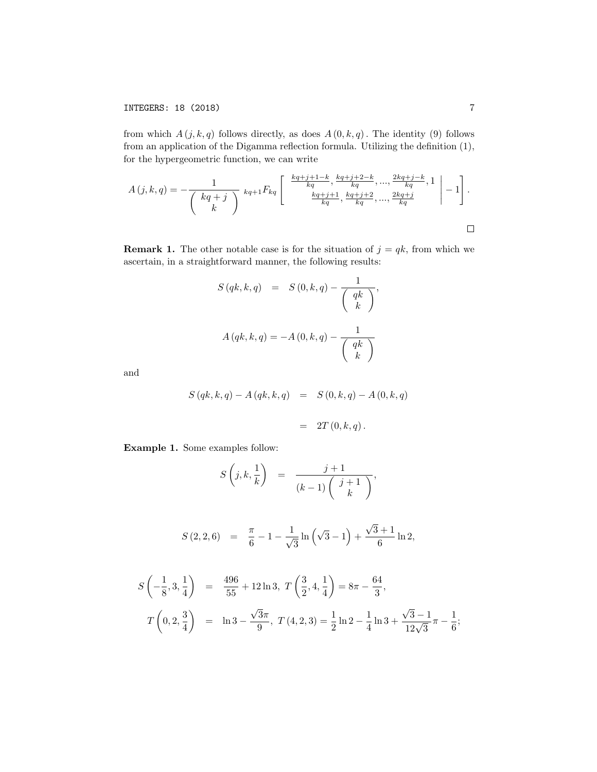from which $A(j,k,q)$ follows directly, as does $A(0,k,q)$. The identity (9) follows from an application of the Digamma reflection formula. Utilizing the definition (1), for the hypergeometric function, we can write

$$A(j,k,q) = -\frac{1}{\binom{kq+j}{k}} \; {}_{kq+1}F_{kq}\left[\begin{array}{c} \frac{kq+j+1-k}{kq}, \frac{kq+j+2-k}{kq}, ..., \frac{2kq+j-k}{kq}, 1 \\ \frac{kq+j+1}{kq}, \frac{kq+j+2}{kq}, ..., \frac{2kq+j}{kq} \end{array} \middle| -1\right].$$

□

**Remark 1.** The other notable case is for the situation of $j = qk$, from which we ascertain, in a straightforward manner, the following results:

$$S(qk,k,q) = S(0,k,q) - \frac{1}{\binom{qk}{k}},$$

$$A(qk,k,q) = -A(0,k,q) - \frac{1}{\binom{qk}{k}}$$

and

$$\begin{aligned} S(qk,k,q) - A(qk,k,q) &= S(0,k,q) - A(0,k,q) \\ &= 2T(0,k,q). \end{aligned}$$

**Example 1.** Some examples follow:

$$S\left(j,k,\frac{1}{k}\right) = \frac{j+1}{(k-1)\binom{j+1}{k}},$$

$$S(2,2,6) = \frac{\pi}{6} - 1 - \frac{1}{\sqrt{3}}\ln\left(\sqrt{3}-1\right) + \frac{\sqrt{3}+1}{6}\ln 2,$$

$$\begin{aligned} S\left(-\frac{1}{8},3,\frac{1}{4}\right) &= \frac{496}{55} + 12\ln 3,\ T\left(\frac{3}{2},4,\frac{1}{4}\right) = 8\pi - \frac{64}{3}, \\ T\left(0,2,\frac{3}{4}\right) &= \ln 3 - \frac{\sqrt{3}\pi}{9},\ T(4,2,3) = \frac{1}{2}\ln 2 - \frac{1}{4}\ln 3 + \frac{\sqrt{3}-1}{12\sqrt{3}}\pi - \frac{1}{6}; \end{aligned}$$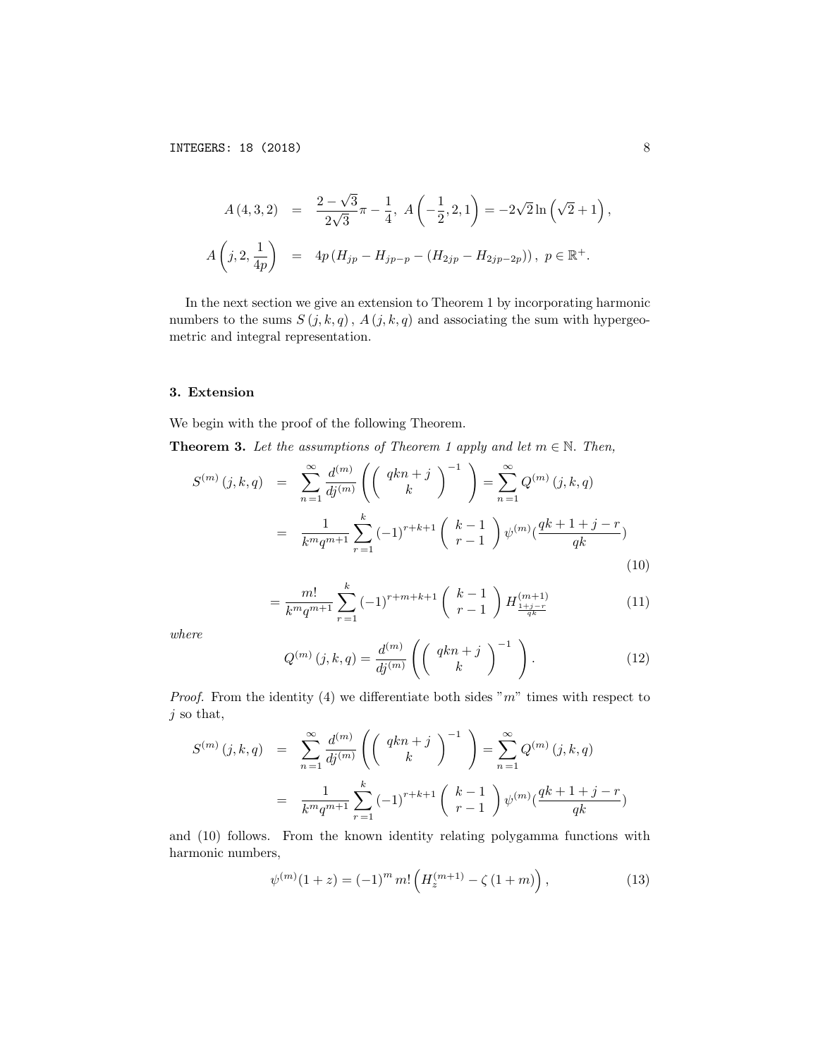$$A(4,3,2) = \frac{2-\sqrt{3}}{2\sqrt{3}}\pi - \frac{1}{4},\ A\left(-\frac{1}{2},2,1\right) = -2\sqrt{2}\ln\left(\sqrt{2}+1\right),$$

$$A\left(j,2,\frac{1}{4p}\right) = 4p\left(H_{jp} - H_{jp-p} - \left(H_{2jp} - H_{2jp-2p}\right)\right),\ p \in \mathbb{R}^{+}.$$

In the next section we give an extension to Theorem 1 by incorporating harmonic numbers to the sums $S(j,k,q)$, $A(j,k,q)$ and associating the sum with hypergeometric and integral representation.

## 3. Extension

We begin with the proof of the following Theorem.

**Theorem 3.** *Let the assumptions of Theorem 1 apply and let $m \in \mathbb{N}$. Then,*

$$\begin{aligned} S^{(m)}(j,k,q) &= \sum_{n=1}^{\infty} \frac{d^{(m)}}{dj^{(m)}}\left(\binom{qkn+j}{k}^{-1}\right) = \sum_{n=1}^{\infty} Q^{(m)}(j,k,q) \\ &= \frac{1}{k^m q^{m+1}} \sum_{r=1}^{k} (-1)^{r+k+1} \binom{k-1}{r-1} \psi^{(m)}\left(\frac{qk+1+j-r}{qk}\right) \end{aligned} \tag{10}$$

$$= \frac{m!}{k^m q^{m+1}} \sum_{r=1}^{k} (-1)^{r+m+k+1} \binom{k-1}{r-1} H^{(m+1)}_{\frac{1+j-r}{qk}} \tag{11}$$

*where*

$$Q^{(m)}(j,k,q) = \frac{d^{(m)}}{dj^{(m)}}\left(\binom{qkn+j}{k}^{-1}\right). \tag{12}$$

*Proof.* From the identity (4) we differentiate both sides "$m$" times with respect to $j$ so that,

$$\begin{aligned} S^{(m)}(j,k,q) &= \sum_{n=1}^{\infty} \frac{d^{(m)}}{dj^{(m)}}\left(\binom{qkn+j}{k}^{-1}\right) = \sum_{n=1}^{\infty} Q^{(m)}(j,k,q) \\ &= \frac{1}{k^m q^{m+1}} \sum_{r=1}^{k} (-1)^{r+k+1} \binom{k-1}{r-1} \psi^{(m)}\left(\frac{qk+1+j-r}{qk}\right) \end{aligned}$$

and (10) follows. From the known identity relating polygamma functions with harmonic numbers,

$$\psi^{(m)}(1+z) = (-1)^m m! \left(H_z^{(m+1)} - \zeta(1+m)\right), \tag{13}$$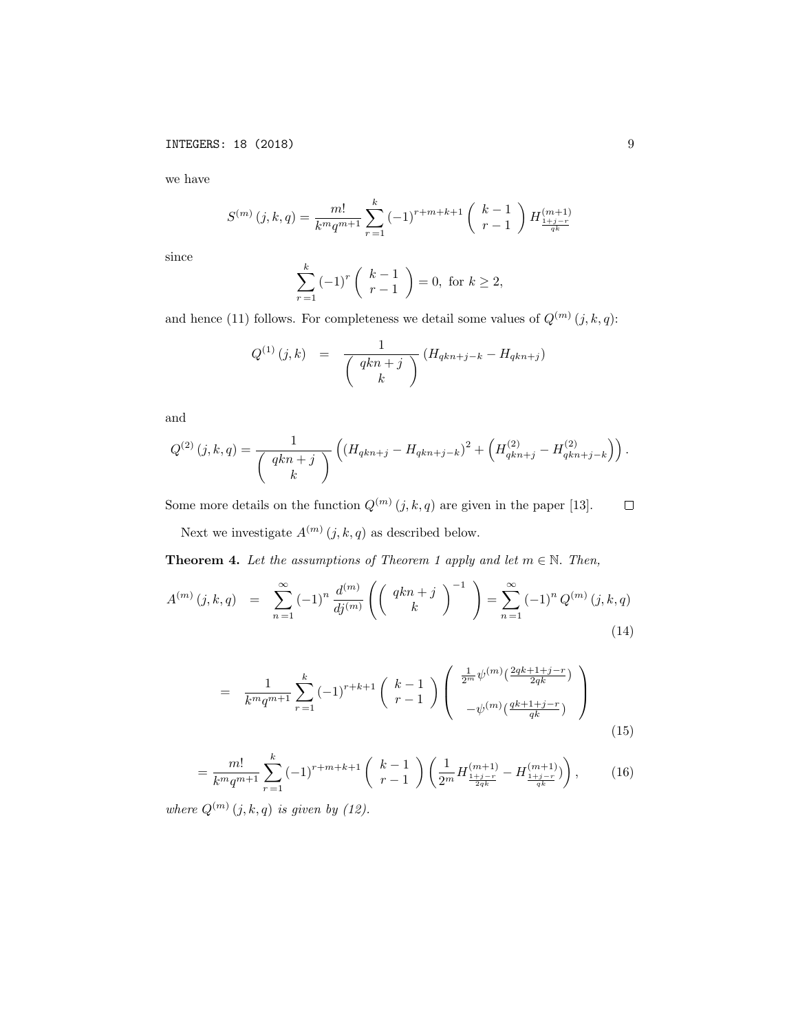we have

$$S^{(m)}(j,k,q) = \frac{m!}{k^m q^{m+1}} \sum_{r=1}^{k} (-1)^{r+m+k+1} \binom{k-1}{r-1} H^{(m+1)}_{\frac{1+j-r}{qk}}$$

since

$$\sum_{r=1}^{k} (-1)^r \binom{k-1}{r-1} = 0, \text{ for } k \geq 2,$$

and hence (11) follows. For completeness we detail some values of $Q^{(m)}(j,k,q)$:

$$Q^{(1)}(j,k) = \frac{1}{\binom{qkn+j}{k}} \left( H_{qkn+j-k} - H_{qkn+j} \right)$$

and

$$Q^{(2)}(j,k,q) = \frac{1}{\binom{qkn+j}{k}} \left( \left( H_{qkn+j} - H_{qkn+j-k} \right)^2 + \left( H^{(2)}_{qkn+j} - H^{(2)}_{qkn+j-k} \right) \right).$$

Some more details on the function $Q^{(m)}(j,k,q)$ are given in the paper [13]. $\square$

Next we investigate $A^{(m)}(j,k,q)$ as described below.

**Theorem 4.** *Let the assumptions of Theorem 1 apply and let $m \in \mathbb{N}$. Then,*

$$A^{(m)}(j,k,q) = \sum_{n=1}^{\infty} (-1)^n \frac{d^{(m)}}{dj^{(m)}} \left( \binom{qkn+j}{k}^{-1} \right) = \sum_{n=1}^{\infty} (-1)^n Q^{(m)}(j,k,q) \tag{14}$$

$$= \frac{1}{k^m q^{m+1}} \sum_{r=1}^{k} (-1)^{r+k+1} \binom{k-1}{r-1} \left( \begin{array}{c} \frac{1}{2^m} \psi^{(m)}\left(\frac{2qk+1+j-r}{2qk}\right) \\ -\psi^{(m)}\left(\frac{qk+1+j-r}{qk}\right) \end{array} \right) \tag{15}$$

$$= \frac{m!}{k^m q^{m+1}} \sum_{r=1}^{k} (-1)^{r+m+k+1} \binom{k-1}{r-1} \left( \frac{1}{2^m} H^{(m+1)}_{\frac{1+j-r}{2qk}} - H^{(m+1)}_{\frac{1+j-r}{qk}} \right), \tag{16}$$

*where $Q^{(m)}(j,k,q)$ is given by (12).*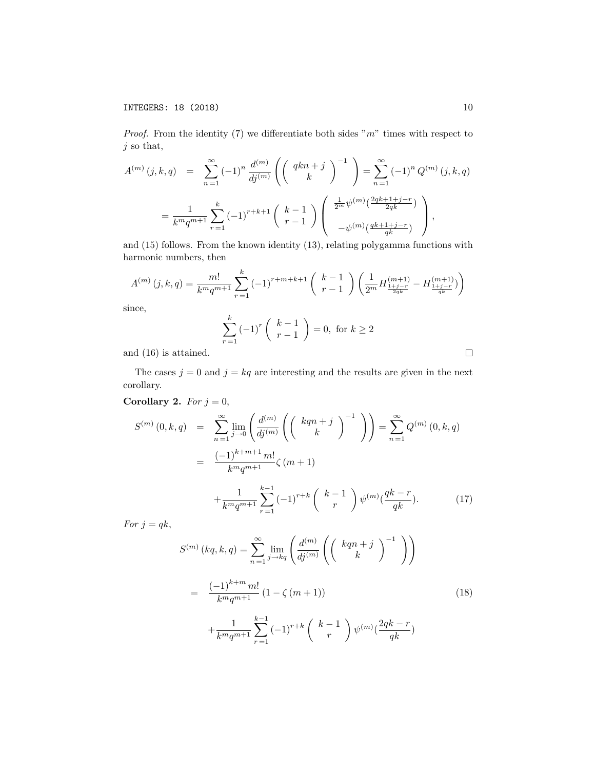*Proof.* From the identity (7) we differentiate both sides "$m$" times with respect to $j$ so that,

$$A^{(m)}(j,k,q) = \sum_{n=1}^{\infty} (-1)^n \frac{d^{(m)}}{dj^{(m)}} \left( \binom{qkn+j}{k}^{-1} \right) = \sum_{n=1}^{\infty} (-1)^n Q^{(m)}(j,k,q)$$

$$= \frac{1}{k^m q^{m+1}} \sum_{r=1}^{k} (-1)^{r+k+1} \binom{k-1}{r-1} \left( \begin{array}{c} \frac{1}{2^m} \psi^{(m)}\left(\frac{2qk+1+j-r}{2qk}\right) \\ -\psi^{(m)}\left(\frac{qk+1+j-r}{qk}\right) \end{array} \right),$$

and (15) follows. From the known identity (13), relating polygamma functions with harmonic numbers, then

$$A^{(m)}(j,k,q) = \frac{m!}{k^m q^{m+1}} \sum_{r=1}^{k} (-1)^{r+m+k+1} \binom{k-1}{r-1} \left( \frac{1}{2^m} H^{(m+1)}_{\frac{1+j-r}{2qk}} - H^{(m+1)}_{\frac{1+j-r}{qk}} \right)$$

since,

$$\sum_{r=1}^{k} (-1)^r \binom{k-1}{r-1} = 0, \text{ for } k \geq 2$$

and (16) is attained. $\square$

The cases $j=0$ and $j=kq$ are interesting and the results are given in the next corollary.

**Corollary 2.** *For $j=0$,*

$$\begin{aligned} S^{(m)}(0,k,q) &= \sum_{n=1}^{\infty} \lim_{j \to 0} \left( \frac{d^{(m)}}{dj^{(m)}} \left( \binom{kqn+j}{k}^{-1} \right) \right) = \sum_{n=1}^{\infty} Q^{(m)}(0,k,q) \\ &= \frac{(-1)^{k+m+1} m!}{k^m q^{m+1}} \zeta(m+1) \\ &\quad + \frac{1}{k^m q^{m+1}} \sum_{r=1}^{k-1} (-1)^{r+k} \binom{k-1}{r} \psi^{(m)}\left(\frac{qk-r}{qk}\right). \end{aligned} \tag{17}$$

*For $j=qk$,*

$$S^{(m)}(kq,k,q) = \sum_{n=1}^{\infty} \lim_{j \to kq} \left( \frac{d^{(m)}}{dj^{(m)}} \left( \binom{kqn+j}{k}^{-1} \right) \right)$$

$$\begin{aligned} &= \frac{(-1)^{k+m} m!}{k^m q^{m+1}} \left(1 - \zeta(m+1)\right) \\ &\quad + \frac{1}{k^m q^{m+1}} \sum_{r=1}^{k-1} (-1)^{r+k} \binom{k-1}{r} \psi^{(m)}\left(\frac{2qk-r}{qk}\right) \end{aligned} \tag{18}$$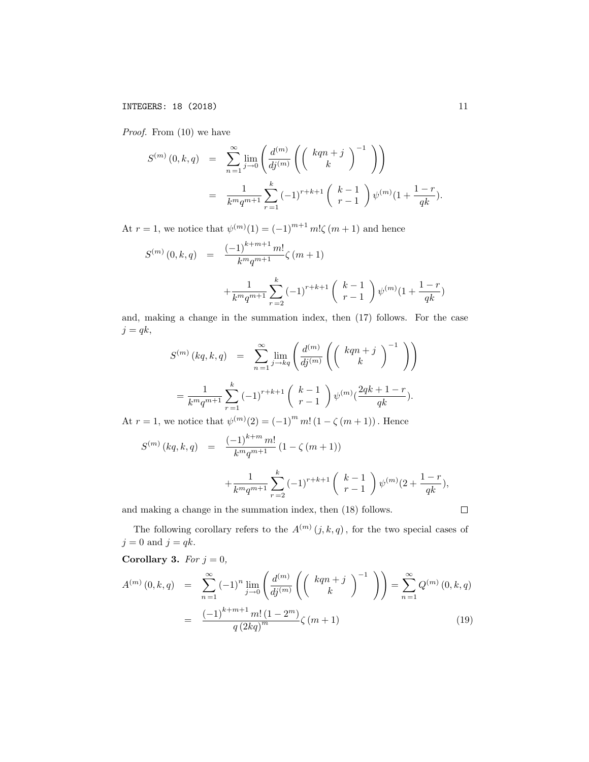*Proof.* From (10) we have

$$
\begin{aligned}
S^{(m)}(0,k,q) &= \sum_{n=1}^{\infty} \lim_{j\to 0}\left(\frac{d^{(m)}}{dj^{(m)}}\left(\binom{kqn+j}{k}^{-1}\right)\right) \\
&= \frac{1}{k^m q^{m+1}} \sum_{r=1}^{k} (-1)^{r+k+1} \binom{k-1}{r-1} \psi^{(m)}\left(1+\frac{1-r}{qk}\right).
\end{aligned}
$$

At $r=1$, we notice that $\psi^{(m)}(1) = (-1)^{m+1} m! \zeta(m+1)$ and hence

$$
\begin{aligned}
S^{(m)}(0,k,q) &= \frac{(-1)^{k+m+1} m!}{k^m q^{m+1}} \zeta(m+1) \\
&\quad + \frac{1}{k^m q^{m+1}} \sum_{r=2}^{k} (-1)^{r+k+1} \binom{k-1}{r-1} \psi^{(m)}\left(1+\frac{1-r}{qk}\right)
\end{aligned}
$$

and, making a change in the summation index, then (17) follows. For the case $j = qk$,

$$
\begin{aligned}
S^{(m)}(kq,k,q) &= \sum_{n=1}^{\infty} \lim_{j\to kq}\left(\frac{d^{(m)}}{dj^{(m)}}\left(\binom{kqn+j}{k}^{-1}\right)\right) \\
&= \frac{1}{k^m q^{m+1}} \sum_{r=1}^{k} (-1)^{r+k+1} \binom{k-1}{r-1} \psi^{(m)}\left(\frac{2qk+1-r}{qk}\right).
\end{aligned}
$$

At $r=1$, we notice that $\psi^{(m)}(2) = (-1)^m m! (1-\zeta(m+1))$. Hence

$$
\begin{aligned}
S^{(m)}(kq,k,q) &= \frac{(-1)^{k+m} m!}{k^m q^{m+1}} (1-\zeta(m+1)) \\
&\quad + \frac{1}{k^m q^{m+1}} \sum_{r=2}^{k} (-1)^{r+k+1} \binom{k-1}{r-1} \psi^{(m)}\left(2+\frac{1-r}{qk}\right),
\end{aligned}
$$

and making a change in the summation index, then (18) follows. □

The following corollary refers to the $A^{(m)}(j,k,q)$, for the two special cases of $j=0$ and $j=qk$.

**Corollary 3.** *For* $j=0$,

$$
\begin{aligned}
A^{(m)}(0,k,q) &= \sum_{n=1}^{\infty} (-1)^n \lim_{j\to 0}\left(\frac{d^{(m)}}{dj^{(m)}}\left(\binom{kqn+j}{k}^{-1}\right)\right) = \sum_{n=1}^{\infty} Q^{(m)}(0,k,q) \\
&= \frac{(-1)^{k+m+1} m! (1-2^m)}{q(2kq)^m} \zeta(m+1) \qquad (19)
\end{aligned}
$$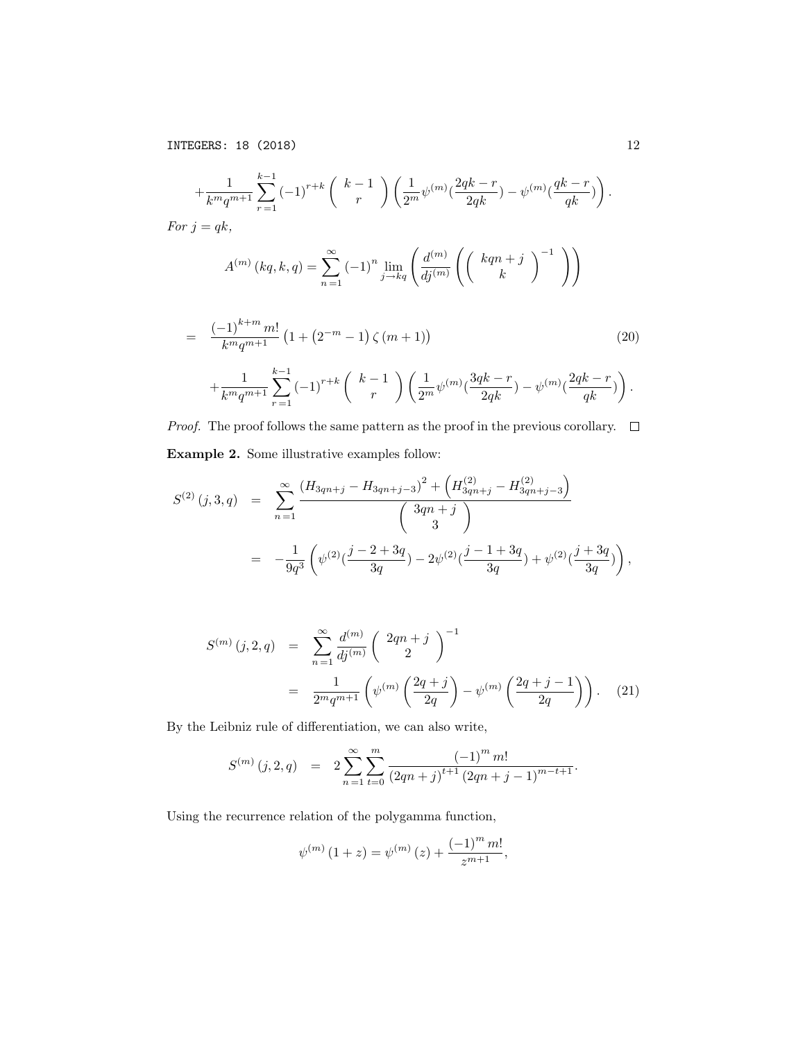$$+\frac{1}{k^m q^{m+1}}\sum_{r=1}^{k-1}(-1)^{r+k}\binom{k-1}{r}\left(\frac{1}{2^m}\psi^{(m)}(\frac{2qk-r}{2qk})-\psi^{(m)}(\frac{qk-r}{qk})\right).$$

*For* $j = qk$,

$$A^{(m)}(kq,k,q)=\sum_{n=1}^{\infty}(-1)^n\lim_{j\to kq}\left(\frac{d^{(m)}}{dj^{(m)}}\left(\binom{kqn+j}{k}^{-1}\right)\right)$$

$$\begin{aligned} &= \frac{(-1)^{k+m}m!}{k^m q^{m+1}}\left(1+\left(2^{-m}-1\right)\zeta(m+1)\right) \qquad (20)\\ &\quad+\frac{1}{k^m q^{m+1}}\sum_{r=1}^{k-1}(-1)^{r+k}\binom{k-1}{r}\left(\frac{1}{2^m}\psi^{(m)}(\frac{3qk-r}{2qk})-\psi^{(m)}(\frac{2qk-r}{qk})\right).\end{aligned}$$

*Proof.* The proof follows the same pattern as the proof in the previous corollary. □

**Example 2.** Some illustrative examples follow:

$$\begin{aligned} S^{(2)}(j,3,q) &= \sum_{n=1}^{\infty}\frac{\left(H_{3qn+j}-H_{3qn+j-3}\right)^2+\left(H^{(2)}_{3qn+j}-H^{(2)}_{3qn+j-3}\right)}{\binom{3qn+j}{3}}\\ &= -\frac{1}{9q^3}\left(\psi^{(2)}(\frac{j-2+3q}{3q})-2\psi^{(2)}(\frac{j-1+3q}{3q})+\psi^{(2)}(\frac{j+3q}{3q})\right),\end{aligned}$$

$$\begin{aligned} S^{(m)}(j,2,q) &= \sum_{n=1}^{\infty}\frac{d^{(m)}}{dj^{(m)}}\binom{2qn+j}{2}^{-1}\\ &= \frac{1}{2^m q^{m+1}}\left(\psi^{(m)}\left(\frac{2q+j}{2q}\right)-\psi^{(m)}\left(\frac{2q+j-1}{2q}\right)\right). \qquad (21)\end{aligned}$$

By the Leibniz rule of differentiation, we can also write,

$$S^{(m)}(j,2,q) = 2\sum_{n=1}^{\infty}\sum_{t=0}^{m}\frac{(-1)^m m!}{(2qn+j)^{t+1}(2qn+j-1)^{m-t+1}}.$$

Using the recurrence relation of the polygamma function,

$$\psi^{(m)}(1+z)=\psi^{(m)}(z)+\frac{(-1)^m m!}{z^{m+1}},$$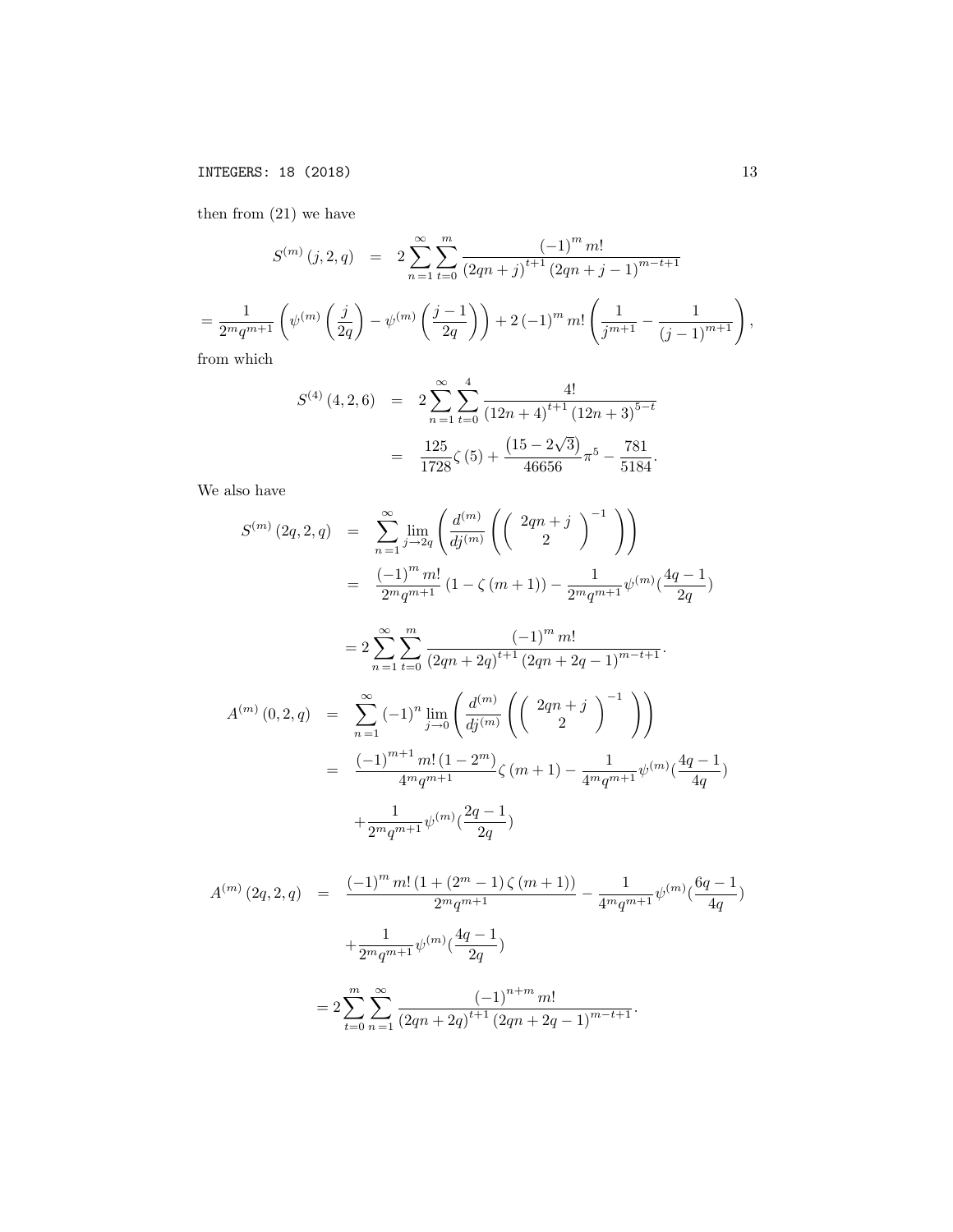then from (21) we have

$$S^{(m)}(j,2,q) = 2\sum_{n=1}^{\infty}\sum_{t=0}^{m}\frac{(-1)^m m!}{(2qn+j)^{t+1}(2qn+j-1)^{m-t+1}}$$

$$= \frac{1}{2^m q^{m+1}}\left(\psi^{(m)}\left(\frac{j}{2q}\right) - \psi^{(m)}\left(\frac{j-1}{2q}\right)\right) + 2(-1)^m m!\left(\frac{1}{j^{m+1}} - \frac{1}{(j-1)^{m+1}}\right),$$

from which

$$\begin{aligned}
S^{(4)}(4,2,6) &= 2\sum_{n=1}^{\infty}\sum_{t=0}^{4}\frac{4!}{(12n+4)^{t+1}(12n+3)^{5-t}} \\
&= \frac{125}{1728}\zeta(5) + \frac{\left(15-2\sqrt{3}\right)}{46656}\pi^5 - \frac{781}{5184}.
\end{aligned}$$

We also have

$$\begin{aligned}
S^{(m)}(2q,2,q) &= \sum_{n=1}^{\infty}\lim_{j\to 2q}\left(\frac{d^{(m)}}{dj^{(m)}}\left(\binom{2qn+j}{2}^{-1}\right)\right) \\
&= \frac{(-1)^m m!}{2^m q^{m+1}}\left(1-\zeta(m+1)\right) - \frac{1}{2^m q^{m+1}}\psi^{(m)}\left(\frac{4q-1}{2q}\right)
\end{aligned}$$

$$= 2\sum_{n=1}^{\infty}\sum_{t=0}^{m}\frac{(-1)^m m!}{(2qn+2q)^{t+1}(2qn+2q-1)^{m-t+1}}.$$

$$\begin{aligned}
A^{(m)}(0,2,q) &= \sum_{n=1}^{\infty}(-1)^n\lim_{j\to 0}\left(\frac{d^{(m)}}{dj^{(m)}}\left(\binom{2qn+j}{2}^{-1}\right)\right) \\
&= \frac{(-1)^{m+1}m!\,(1-2^m)}{4^m q^{m+1}}\zeta(m+1) - \frac{1}{4^m q^{m+1}}\psi^{(m)}\left(\frac{4q-1}{4q}\right) \\
&\quad + \frac{1}{2^m q^{m+1}}\psi^{(m)}\left(\frac{2q-1}{2q}\right)
\end{aligned}$$

$$\begin{aligned}
A^{(m)}(2q,2,q) &= \frac{(-1)^m m!\left(1+(2^m-1)\zeta(m+1)\right)}{2^m q^{m+1}} - \frac{1}{4^m q^{m+1}}\psi^{(m)}\left(\frac{6q-1}{4q}\right) \\
&\quad + \frac{1}{2^m q^{m+1}}\psi^{(m)}\left(\frac{4q-1}{2q}\right)
\end{aligned}$$

$$= 2\sum_{t=0}^{m}\sum_{n=1}^{\infty}\frac{(-1)^{n+m}m!}{(2qn+2q)^{t+1}(2qn+2q-1)^{m-t+1}}.$$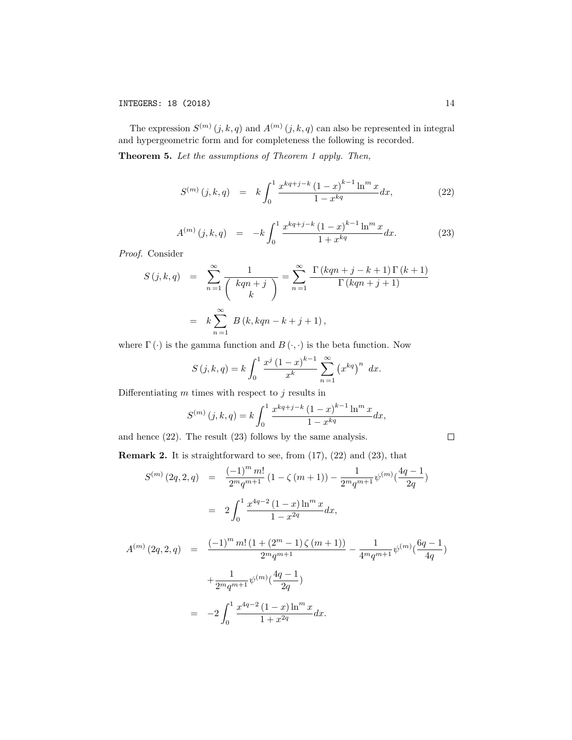The expression $S^{(m)}(j,k,q)$ and $A^{(m)}(j,k,q)$ can also be represented in integral and hypergeometric form and for completeness the following is recorded.

**Theorem 5.** *Let the assumptions of Theorem 1 apply. Then,*

$$S^{(m)}(j,k,q) \quad = \quad k\int_0^1 \frac{x^{kq+j-k}(1-x)^{k-1}\ln^m x}{1-x^{kq}}dx, \tag{22}$$

$$A^{(m)}(j,k,q) \quad = \quad -k\int_0^1 \frac{x^{kq+j-k}(1-x)^{k-1}\ln^m x}{1+x^{kq}}dx. \tag{23}$$

*Proof.* Consider

$$\begin{aligned}
S(j,k,q) &= \sum_{n=1}^{\infty} \frac{1}{\binom{kqn+j}{k}} = \sum_{n=1}^{\infty} \frac{\Gamma(kqn+j-k+1)\,\Gamma(k+1)}{\Gamma(kqn+j+1)} \\
&= k\sum_{n=1}^{\infty} B(k, kqn-k+j+1),
\end{aligned}$$

where $\Gamma(\cdot)$ is the gamma function and $B(\cdot,\cdot)$ is the beta function. Now

$$S(j,k,q) = k\int_0^1 \frac{x^j(1-x)^{k-1}}{x^k}\sum_{n=1}^{\infty}\left(x^{kq}\right)^n \; dx.$$

Differentiating $m$ times with respect to $j$ results in

$$S^{(m)}(j,k,q) = k\int_0^1 \frac{x^{kq+j-k}(1-x)^{k-1}\ln^m x}{1-x^{kq}}dx,$$

and hence (22). The result (23) follows by the same analysis. $\square$

**Remark 2.** It is straightforward to see, from (17), (22) and (23), that

$$\begin{aligned}
S^{(m)}(2q,2,q) &= \frac{(-1)^m m!}{2^m q^{m+1}}\left(1-\zeta(m+1)\right) - \frac{1}{2^m q^{m+1}}\psi^{(m)}\left(\frac{4q-1}{2q}\right) \\
&= 2\int_0^1 \frac{x^{4q-2}(1-x)\ln^m x}{1-x^{2q}}dx,
\end{aligned}$$

$$\begin{aligned}
A^{(m)}(2q,2,q) &= \frac{(-1)^m m!\left(1+(2^m-1)\zeta(m+1)\right)}{2^m q^{m+1}} - \frac{1}{4^m q^{m+1}}\psi^{(m)}\left(\frac{6q-1}{4q}\right) \\
&\quad + \frac{1}{2^m q^{m+1}}\psi^{(m)}\left(\frac{4q-1}{2q}\right) \\
&= -2\int_0^1 \frac{x^{4q-2}(1-x)\ln^m x}{1+x^{2q}}dx.
\end{aligned}$$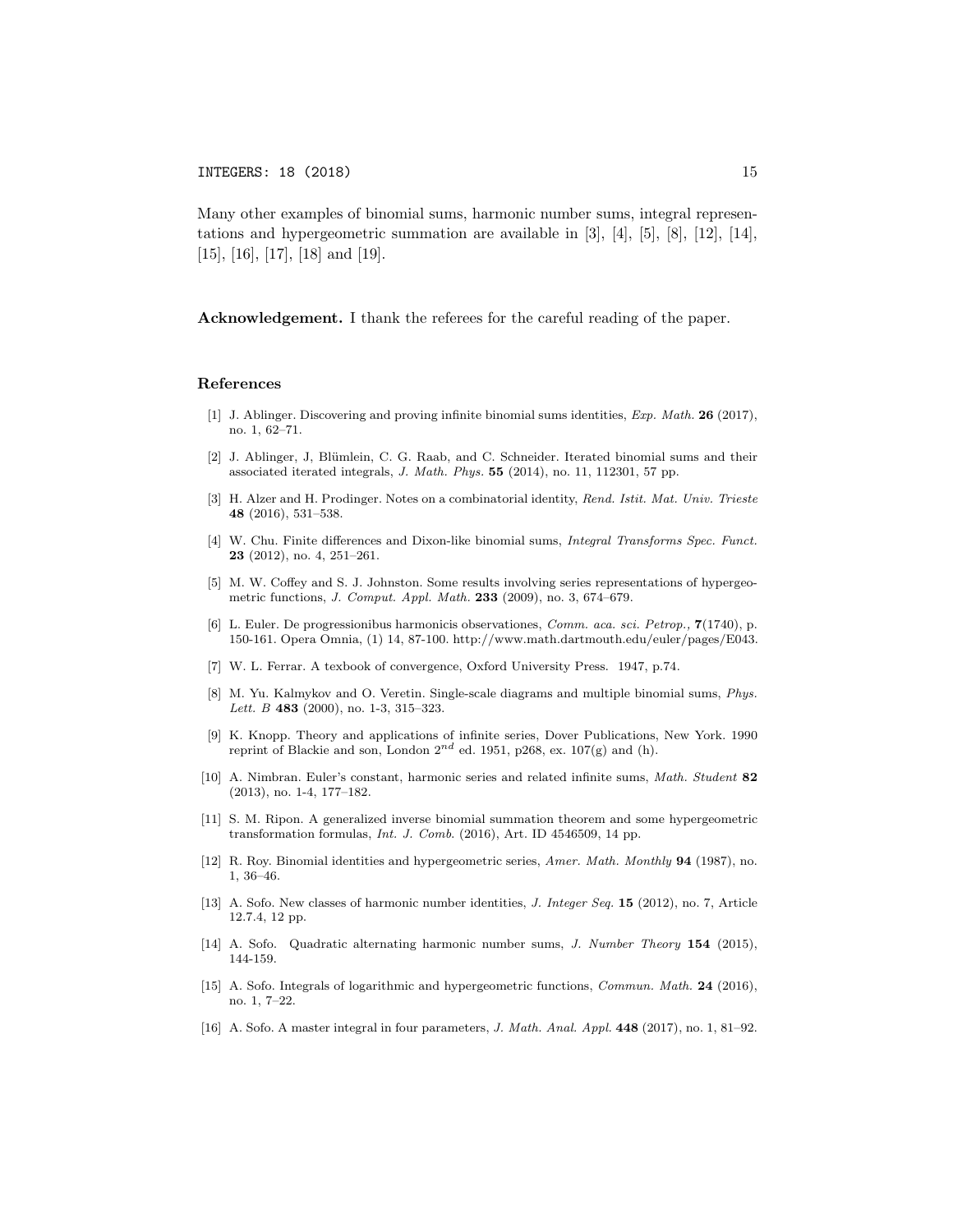Many other examples of binomial sums, harmonic number sums, integral representations and hypergeometric summation are available in [3], [4], [5], [8], [12], [14], [15], [16], [17], [18] and [19].

**Acknowledgement.** I thank the referees for the careful reading of the paper.

## References

[1] J. Ablinger. Discovering and proving infinite binomial sums identities, *Exp. Math.* **26** (2017), no. 1, 62–71.

[2] J. Ablinger, J, Blümlein, C. G. Raab, and C. Schneider. Iterated binomial sums and their associated iterated integrals, *J. Math. Phys.* **55** (2014), no. 11, 112301, 57 pp.

[3] H. Alzer and H. Prodinger. Notes on a combinatorial identity, *Rend. Istit. Mat. Univ. Trieste* **48** (2016), 531–538.

[4] W. Chu. Finite differences and Dixon-like binomial sums, *Integral Transforms Spec. Funct.* **23** (2012), no. 4, 251–261.

[5] M. W. Coffey and S. J. Johnston. Some results involving series representations of hypergeometric functions, *J. Comput. Appl. Math.* **233** (2009), no. 3, 674–679.

[6] L. Euler. De progressionibus harmonicis observationes, *Comm. aca. sci. Petrop.,* **7**(1740), p. 150-161. Opera Omnia, (1) 14, 87-100. http://www.math.dartmouth.edu/euler/pages/E043.

[7] W. L. Ferrar. A texbook of convergence, Oxford University Press. 1947, p.74.

[8] M. Yu. Kalmykov and O. Veretin. Single-scale diagrams and multiple binomial sums, *Phys. Lett. B* **483** (2000), no. 1-3, 315–323.

[9] K. Knopp. Theory and applications of infinite series, Dover Publications, New York. 1990 reprint of Blackie and son, London $2^{nd}$ ed. 1951, p268, ex. 107(g) and (h).

[10] A. Nimbran. Euler's constant, harmonic series and related infinite sums, *Math. Student* **82** (2013), no. 1-4, 177–182.

[11] S. M. Ripon. A generalized inverse binomial summation theorem and some hypergeometric transformation formulas, *Int. J. Comb.* (2016), Art. ID 4546509, 14 pp.

[12] R. Roy. Binomial identities and hypergeometric series, *Amer. Math. Monthly* **94** (1987), no. 1, 36–46.

[13] A. Sofo. New classes of harmonic number identities, *J. Integer Seq.* **15** (2012), no. 7, Article 12.7.4, 12 pp.

[14] A. Sofo. Quadratic alternating harmonic number sums, *J. Number Theory* **154** (2015), 144-159.

[15] A. Sofo. Integrals of logarithmic and hypergeometric functions, *Commun. Math.* **24** (2016), no. 1, 7–22.

[16] A. Sofo. A master integral in four parameters, *J. Math. Anal. Appl.* **448** (2017), no. 1, 81–92.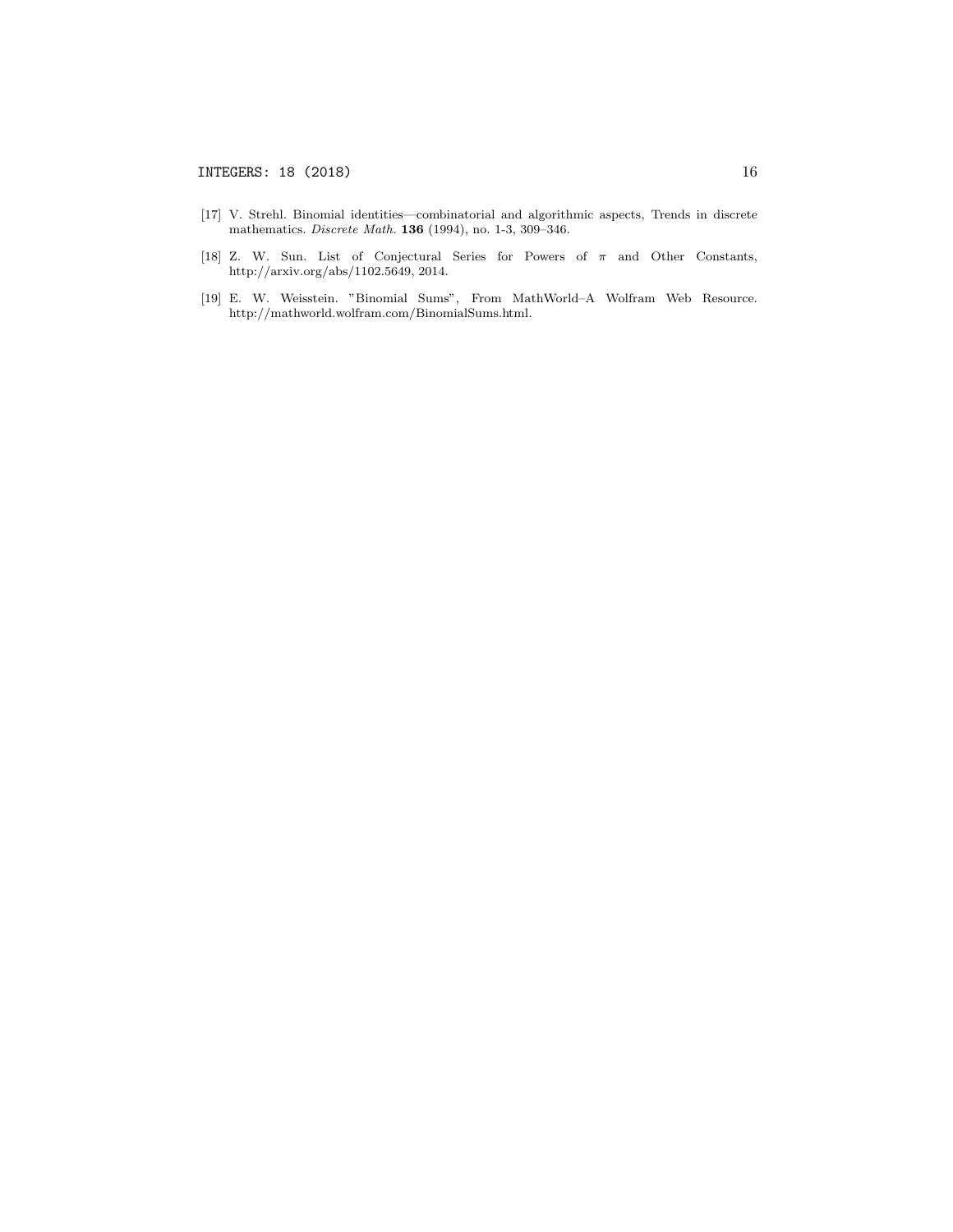[17] V. Strehl. Binomial identities—combinatorial and algorithmic aspects, Trends in discrete mathematics. *Discrete Math.* **136** (1994), no. 1-3, 309–346.

[18] Z. W. Sun. List of Conjectural Series for Powers of $\pi$ and Other Constants, http://arxiv.org/abs/1102.5649, 2014.

[19] E. W. Weisstein. "Binomial Sums", From MathWorld–A Wolfram Web Resource. http://mathworld.wolfram.com/BinomialSums.html.